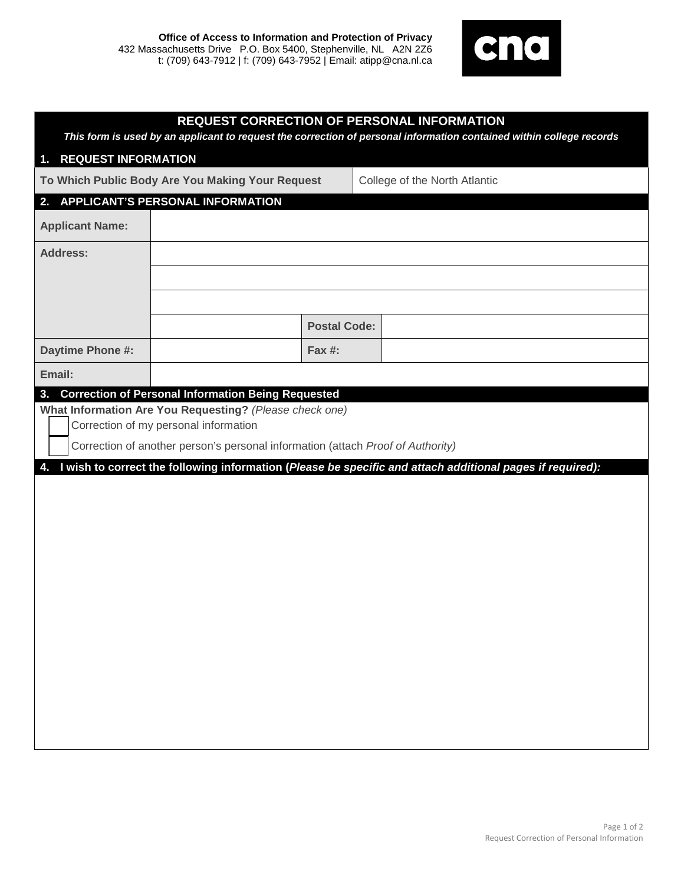**Office of Access to Information and Protection of Privacy**
432 Massachusetts Drive P.O. Box 5400, Stephenville, NL A2N 2Z6
t: (709) 643-7912 | f: (709) 643-7952 | Email: atipp@cna.nl.ca

cna

# REQUEST CORRECTION OF PERSONAL INFORMATION

***This form is used by an applicant to request the correction of personal information contained within college records***

## 1. REQUEST INFORMATION

| **To Which Public Body Are You Making Your Request** | College of the North Atlantic |
|---|---|

## 2. APPLICANT'S PERSONAL INFORMATION

| | | | |
|---|---|---|---|
| **Applicant Name:** | | | |
| **Address:** | | | |
| | | | |
| | | | |
| | | **Postal Code:** | |
| **Daytime Phone #:** | | **Fax #:** | |
| **Email:** | | | |

## 3. Correction of Personal Information Being Requested

**What Information Are You Requesting?** *(Please check one)*

☐ Correction of my personal information

☐ Correction of another person's personal information (attach *Proof of Authority)*

## 4. I wish to correct the following information (*Please be specific and attach additional pages if required*):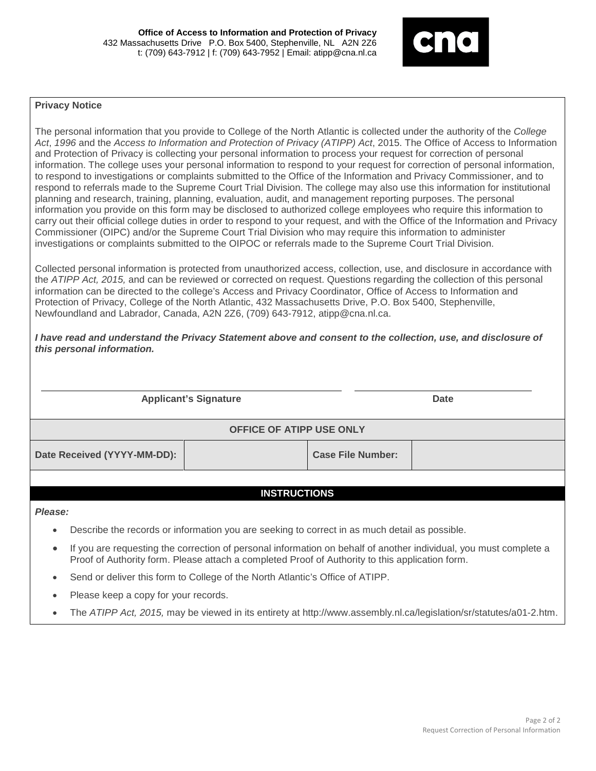**Office of Access to Information and Protection of Privacy**
432 Massachusetts Drive P.O. Box 5400, Stephenville, NL A2N 2Z6
t: (709) 643-7912 | f: (709) 643-7952 | Email: atipp@cna.nl.ca

**cna**

**Privacy Notice**

The personal information that you provide to College of the North Atlantic is collected under the authority of the *College Act*, *1996* and the *Access to Information and Protection of Privacy (ATIPP) Act*, 2015. The Office of Access to Information and Protection of Privacy is collecting your personal information to process your request for correction of personal information. The college uses your personal information to respond to your request for correction of personal information, to respond to investigations or complaints submitted to the Office of the Information and Privacy Commissioner, and to respond to referrals made to the Supreme Court Trial Division. The college may also use this information for institutional planning and research, training, planning, evaluation, audit, and management reporting purposes. The personal information you provide on this form may be disclosed to authorized college employees who require this information to carry out their official college duties in order to respond to your request, and with the Office of the Information and Privacy Commissioner (OIPC) and/or the Supreme Court Trial Division who may require this information to administer investigations or complaints submitted to the OIPOC or referrals made to the Supreme Court Trial Division.

Collected personal information is protected from unauthorized access, collection, use, and disclosure in accordance with the *ATIPP Act, 2015,* and can be reviewed or corrected on request. Questions regarding the collection of this personal information can be directed to the college's Access and Privacy Coordinator, Office of Access to Information and Protection of Privacy, College of the North Atlantic, 432 Massachusetts Drive, P.O. Box 5400, Stephenville, Newfoundland and Labrador, Canada, A2N 2Z6, (709) 643-7912, atipp@cna.nl.ca.

***I have read and understand the Privacy Statement above and consent to the collection, use, and disclosure of this personal information.***

\_\_\_\_\_\_\_\_\_\_\_\_\_\_\_\_\_\_\_\_\_\_\_\_\_\_\_\_\_\_\_\_\_\_\_\_ \_\_\_\_\_\_\_\_\_\_\_\_\_\_\_\_\_\_\_\_

**Applicant's Signature** **Date**

| **OFFICE OF ATIPP USE ONLY** | | | |
|---|---|---|---|
| **Date Received (YYYY-MM-DD):** | | **Case File Number:** | |

## INSTRUCTIONS

***Please:***

- Describe the records or information you are seeking to correct in as much detail as possible.
- If you are requesting the correction of personal information on behalf of another individual, you must complete a Proof of Authority form. Please attach a completed Proof of Authority to this application form.
- Send or deliver this form to College of the North Atlantic's Office of ATIPP.
- Please keep a copy for your records.
- The *ATIPP Act, 2015,* may be viewed in its entirety at http://www.assembly.nl.ca/legislation/sr/statutes/a01-2.htm.